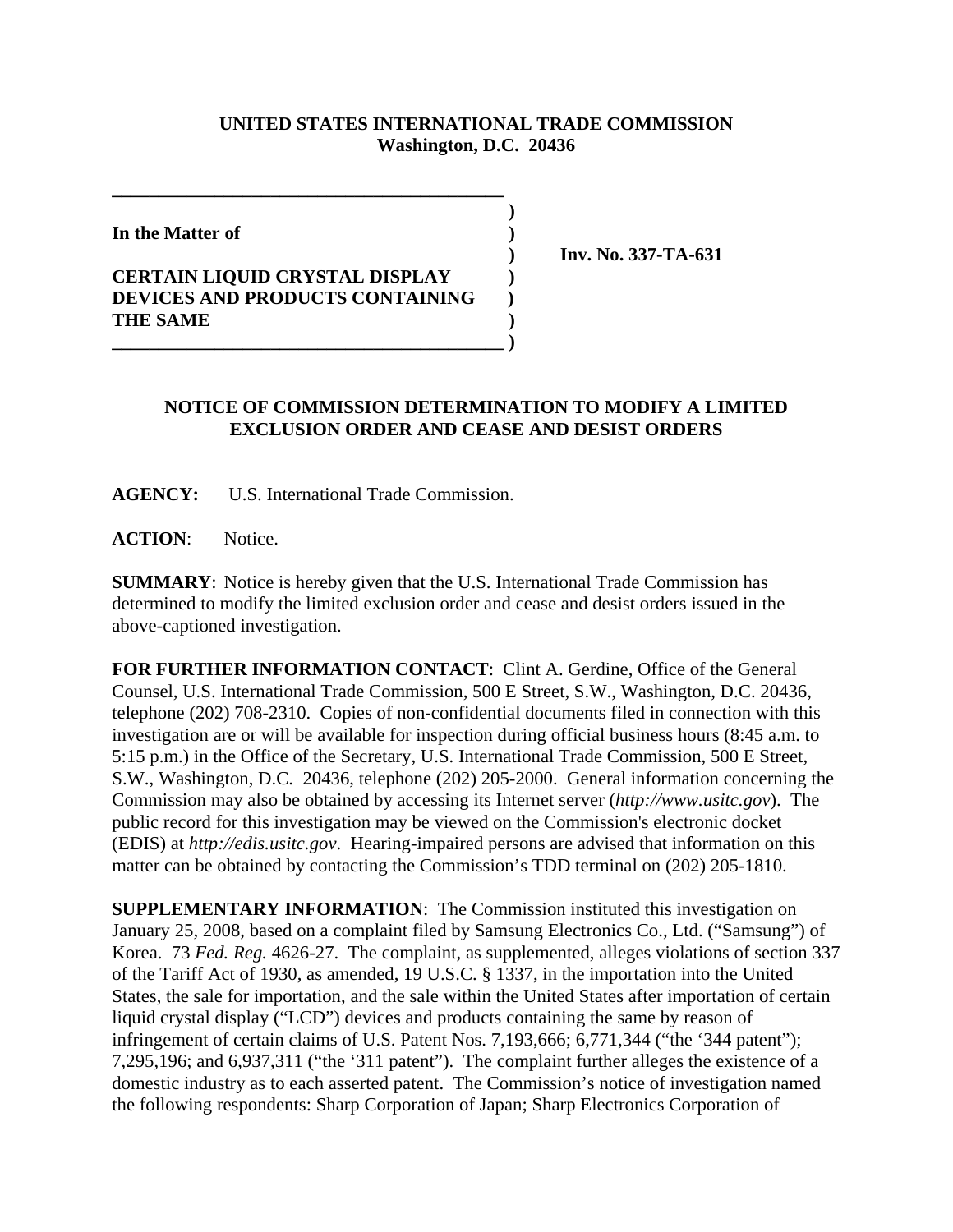**UNITED STATES INTERNATIONAL TRADE COMMISSION**
**Washington, D.C. 20436**

**In the Matter of**

**CERTAIN LIQUID CRYSTAL DISPLAY DEVICES AND PRODUCTS CONTAINING THE SAME**

**Inv. No. 337-TA-631**

## NOTICE OF COMMISSION DETERMINATION TO MODIFY A LIMITED EXCLUSION ORDER AND CEASE AND DESIST ORDERS

**AGENCY:** U.S. International Trade Commission.

**ACTION**: Notice.

**SUMMARY**: Notice is hereby given that the U.S. International Trade Commission has determined to modify the limited exclusion order and cease and desist orders issued in the above-captioned investigation.

**FOR FURTHER INFORMATION CONTACT**: Clint A. Gerdine, Office of the General Counsel, U.S. International Trade Commission, 500 E Street, S.W., Washington, D.C. 20436, telephone (202) 708-2310. Copies of non-confidential documents filed in connection with this investigation are or will be available for inspection during official business hours (8:45 a.m. to 5:15 p.m.) in the Office of the Secretary, U.S. International Trade Commission, 500 E Street, S.W., Washington, D.C. 20436, telephone (202) 205-2000. General information concerning the Commission may also be obtained by accessing its Internet server (*http://www.usitc.gov*). The public record for this investigation may be viewed on the Commission's electronic docket (EDIS) at *http://edis.usitc.gov*. Hearing-impaired persons are advised that information on this matter can be obtained by contacting the Commission's TDD terminal on (202) 205-1810.

**SUPPLEMENTARY INFORMATION**: The Commission instituted this investigation on January 25, 2008, based on a complaint filed by Samsung Electronics Co., Ltd. ("Samsung") of Korea. 73 *Fed. Reg.* 4626-27. The complaint, as supplemented, alleges violations of section 337 of the Tariff Act of 1930, as amended, 19 U.S.C. § 1337, in the importation into the United States, the sale for importation, and the sale within the United States after importation of certain liquid crystal display ("LCD") devices and products containing the same by reason of infringement of certain claims of U.S. Patent Nos. 7,193,666; 6,771,344 ("the '344 patent"); 7,295,196; and 6,937,311 ("the '311 patent"). The complaint further alleges the existence of a domestic industry as to each asserted patent. The Commission's notice of investigation named the following respondents: Sharp Corporation of Japan; Sharp Electronics Corporation of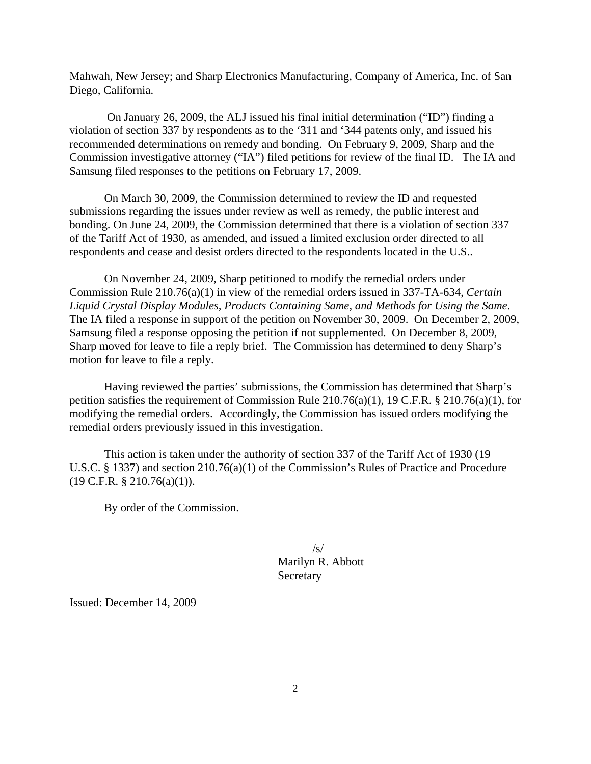Mahwah, New Jersey; and Sharp Electronics Manufacturing, Company of America, Inc. of San Diego, California.

On January 26, 2009, the ALJ issued his final initial determination ("ID") finding a violation of section 337 by respondents as to the '311 and '344 patents only, and issued his recommended determinations on remedy and bonding. On February 9, 2009, Sharp and the Commission investigative attorney ("IA") filed petitions for review of the final ID. The IA and Samsung filed responses to the petitions on February 17, 2009.

On March 30, 2009, the Commission determined to review the ID and requested submissions regarding the issues under review as well as remedy, the public interest and bonding. On June 24, 2009, the Commission determined that there is a violation of section 337 of the Tariff Act of 1930, as amended, and issued a limited exclusion order directed to all respondents and cease and desist orders directed to the respondents located in the U.S..

On November 24, 2009, Sharp petitioned to modify the remedial orders under Commission Rule 210.76(a)(1) in view of the remedial orders issued in 337-TA-634, *Certain Liquid Crystal Display Modules, Products Containing Same, and Methods for Using the Same*. The IA filed a response in support of the petition on November 30, 2009. On December 2, 2009, Samsung filed a response opposing the petition if not supplemented. On December 8, 2009, Sharp moved for leave to file a reply brief. The Commission has determined to deny Sharp's motion for leave to file a reply.

Having reviewed the parties' submissions, the Commission has determined that Sharp's petition satisfies the requirement of Commission Rule 210.76(a)(1), 19 C.F.R. § 210.76(a)(1), for modifying the remedial orders. Accordingly, the Commission has issued orders modifying the remedial orders previously issued in this investigation.

This action is taken under the authority of section 337 of the Tariff Act of 1930 (19 U.S.C. § 1337) and section 210.76(a)(1) of the Commission's Rules of Practice and Procedure (19 C.F.R. § 210.76(a)(1)).

By order of the Commission.

/s/
Marilyn R. Abbott
Secretary

Issued: December 14, 2009